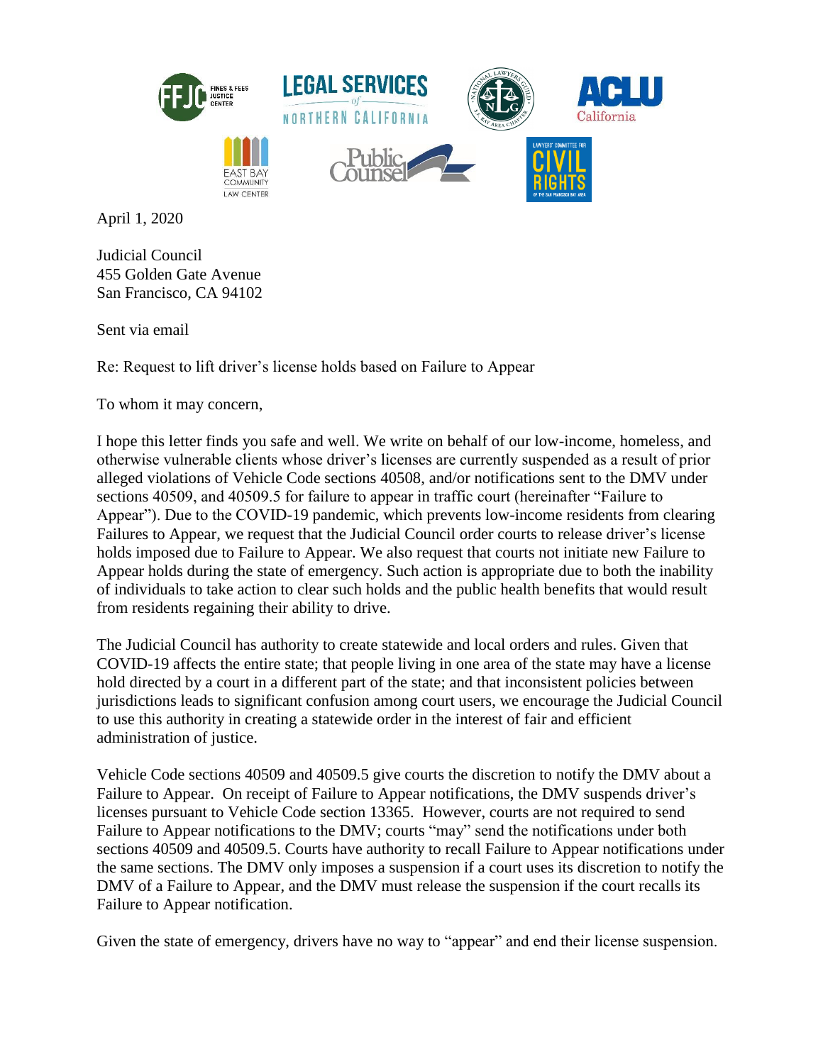April 1, 2020

Judicial Council
455 Golden Gate Avenue
San Francisco, CA 94102

Sent via email

Re: Request to lift driver's license holds based on Failure to Appear

To whom it may concern,

I hope this letter finds you safe and well. We write on behalf of our low-income, homeless, and otherwise vulnerable clients whose driver's licenses are currently suspended as a result of prior alleged violations of Vehicle Code sections 40508, and/or notifications sent to the DMV under sections 40509, and 40509.5 for failure to appear in traffic court (hereinafter "Failure to Appear"). Due to the COVID-19 pandemic, which prevents low-income residents from clearing Failures to Appear, we request that the Judicial Council order courts to release driver's license holds imposed due to Failure to Appear. We also request that courts not initiate new Failure to Appear holds during the state of emergency. Such action is appropriate due to both the inability of individuals to take action to clear such holds and the public health benefits that would result from residents regaining their ability to drive.

The Judicial Council has authority to create statewide and local orders and rules. Given that COVID-19 affects the entire state; that people living in one area of the state may have a license hold directed by a court in a different part of the state; and that inconsistent policies between jurisdictions leads to significant confusion among court users, we encourage the Judicial Council to use this authority in creating a statewide order in the interest of fair and efficient administration of justice.

Vehicle Code sections 40509 and 40509.5 give courts the discretion to notify the DMV about a Failure to Appear. On receipt of Failure to Appear notifications, the DMV suspends driver's licenses pursuant to Vehicle Code section 13365. However, courts are not required to send Failure to Appear notifications to the DMV; courts "may" send the notifications under both sections 40509 and 40509.5. Courts have authority to recall Failure to Appear notifications under the same sections. The DMV only imposes a suspension if a court uses its discretion to notify the DMV of a Failure to Appear, and the DMV must release the suspension if the court recalls its Failure to Appear notification.

Given the state of emergency, drivers have no way to "appear" and end their license suspension.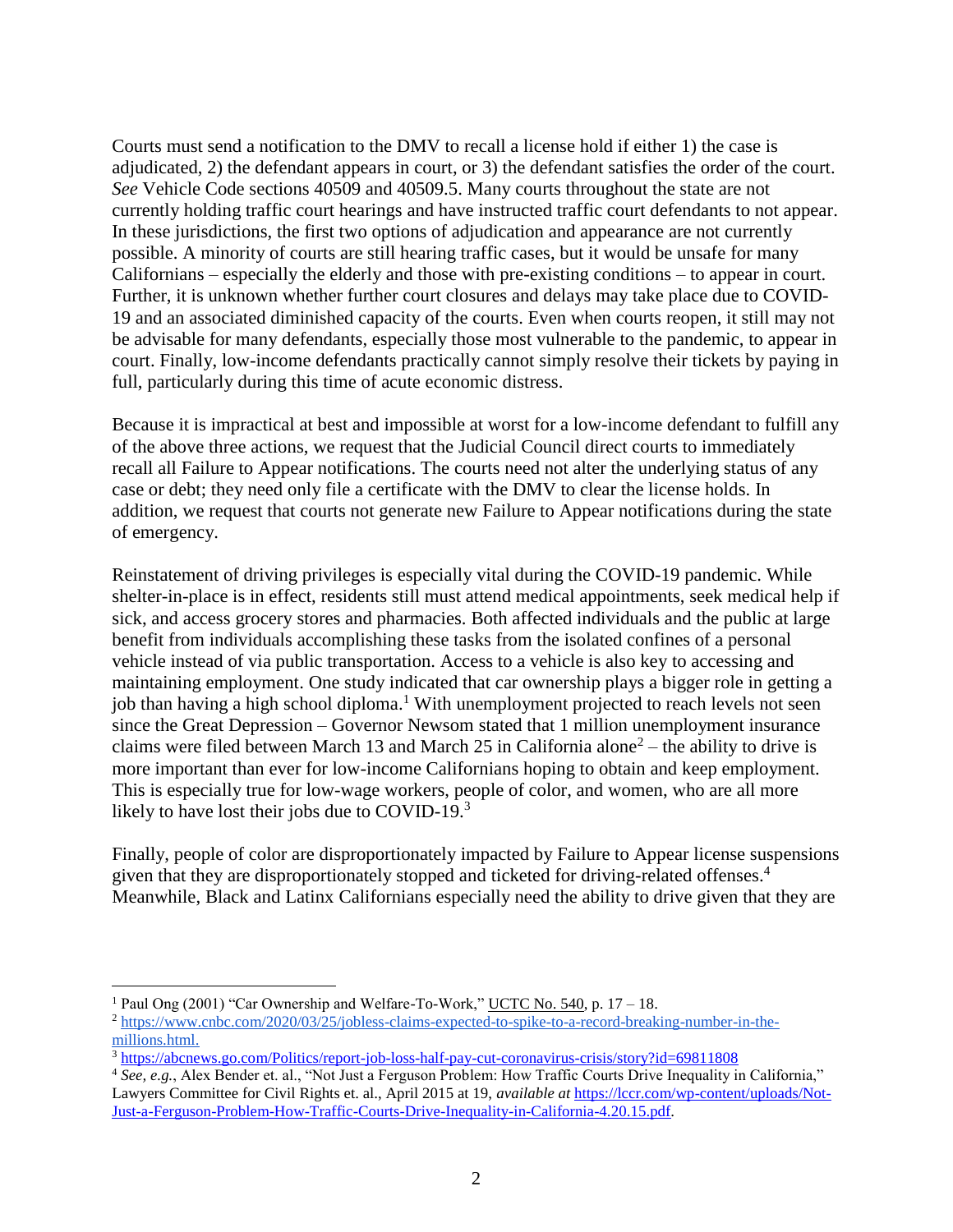Courts must send a notification to the DMV to recall a license hold if either 1) the case is adjudicated, 2) the defendant appears in court, or 3) the defendant satisfies the order of the court. *See* Vehicle Code sections 40509 and 40509.5. Many courts throughout the state are not currently holding traffic court hearings and have instructed traffic court defendants to not appear. In these jurisdictions, the first two options of adjudication and appearance are not currently possible. A minority of courts are still hearing traffic cases, but it would be unsafe for many Californians – especially the elderly and those with pre-existing conditions – to appear in court. Further, it is unknown whether further court closures and delays may take place due to COVID-19 and an associated diminished capacity of the courts. Even when courts reopen, it still may not be advisable for many defendants, especially those most vulnerable to the pandemic, to appear in court. Finally, low-income defendants practically cannot simply resolve their tickets by paying in full, particularly during this time of acute economic distress.

Because it is impractical at best and impossible at worst for a low-income defendant to fulfill any of the above three actions, we request that the Judicial Council direct courts to immediately recall all Failure to Appear notifications. The courts need not alter the underlying status of any case or debt; they need only file a certificate with the DMV to clear the license holds. In addition, we request that courts not generate new Failure to Appear notifications during the state of emergency.

Reinstatement of driving privileges is especially vital during the COVID-19 pandemic. While shelter-in-place is in effect, residents still must attend medical appointments, seek medical help if sick, and access grocery stores and pharmacies. Both affected individuals and the public at large benefit from individuals accomplishing these tasks from the isolated confines of a personal vehicle instead of via public transportation. Access to a vehicle is also key to accessing and maintaining employment. One study indicated that car ownership plays a bigger role in getting a job than having a high school diploma.[1] With unemployment projected to reach levels not seen since the Great Depression – Governor Newsom stated that 1 million unemployment insurance claims were filed between March 13 and March 25 in California alone[2] – the ability to drive is more important than ever for low-income Californians hoping to obtain and keep employment. This is especially true for low-wage workers, people of color, and women, who are all more likely to have lost their jobs due to COVID-19.[3]

Finally, people of color are disproportionately impacted by Failure to Appear license suspensions given that they are disproportionately stopped and ticketed for driving-related offenses.[4] Meanwhile, Black and Latinx Californians especially need the ability to drive given that they are

---

[1] Paul Ong (2001) "Car Ownership and Welfare-To-Work," UCTC No. 540, p. 17 – 18.

[2] https://www.cnbc.com/2020/03/25/jobless-claims-expected-to-spike-to-a-record-breaking-number-in-the-millions.html.

[3] https://abcnews.go.com/Politics/report-job-loss-half-pay-cut-coronavirus-crisis/story?id=69811808

[4] *See, e.g.*, Alex Bender et. al., "Not Just a Ferguson Problem: How Traffic Courts Drive Inequality in California," Lawyers Committee for Civil Rights et. al., April 2015 at 19, *available at* https://lccr.com/wp-content/uploads/Not-Just-a-Ferguson-Problem-How-Traffic-Courts-Drive-Inequality-in-California-4.20.15.pdf.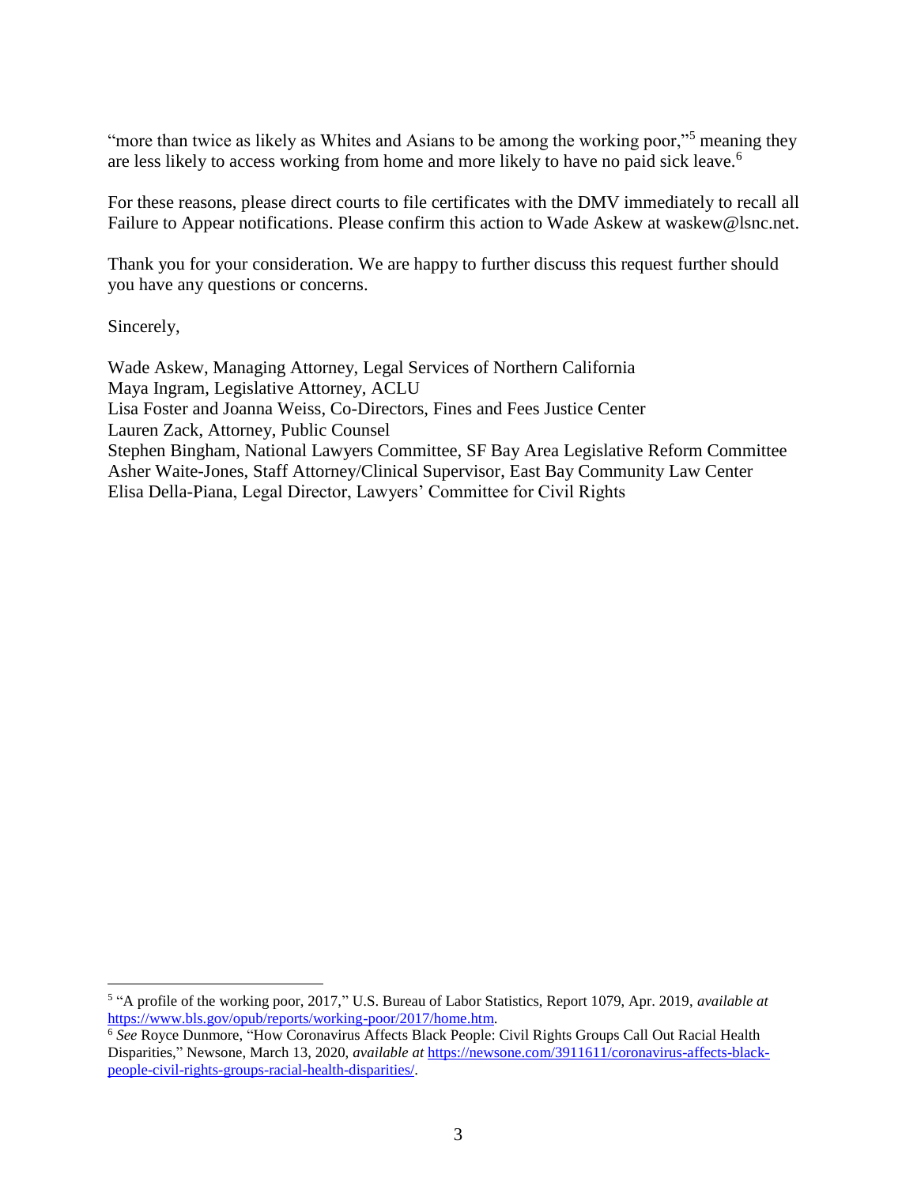"more than twice as likely as Whites and Asians to be among the working poor,"[5] meaning they are less likely to access working from home and more likely to have no paid sick leave.[6]

For these reasons, please direct courts to file certificates with the DMV immediately to recall all Failure to Appear notifications. Please confirm this action to Wade Askew at waskew@lsnc.net.

Thank you for your consideration. We are happy to further discuss this request further should you have any questions or concerns.

Sincerely,

Wade Askew, Managing Attorney, Legal Services of Northern California
Maya Ingram, Legislative Attorney, ACLU
Lisa Foster and Joanna Weiss, Co-Directors, Fines and Fees Justice Center
Lauren Zack, Attorney, Public Counsel
Stephen Bingham, National Lawyers Committee, SF Bay Area Legislative Reform Committee
Asher Waite-Jones, Staff Attorney/Clinical Supervisor, East Bay Community Law Center
Elisa Della-Piana, Legal Director, Lawyers' Committee for Civil Rights

---

[5] "A profile of the working poor, 2017," U.S. Bureau of Labor Statistics, Report 1079, Apr. 2019, *available at* https://www.bls.gov/opub/reports/working-poor/2017/home.htm.

[6] *See* Royce Dunmore, "How Coronavirus Affects Black People: Civil Rights Groups Call Out Racial Health Disparities," Newsone, March 13, 2020, *available at* https://newsone.com/3911611/coronavirus-affects-black-people-civil-rights-groups-racial-health-disparities/.